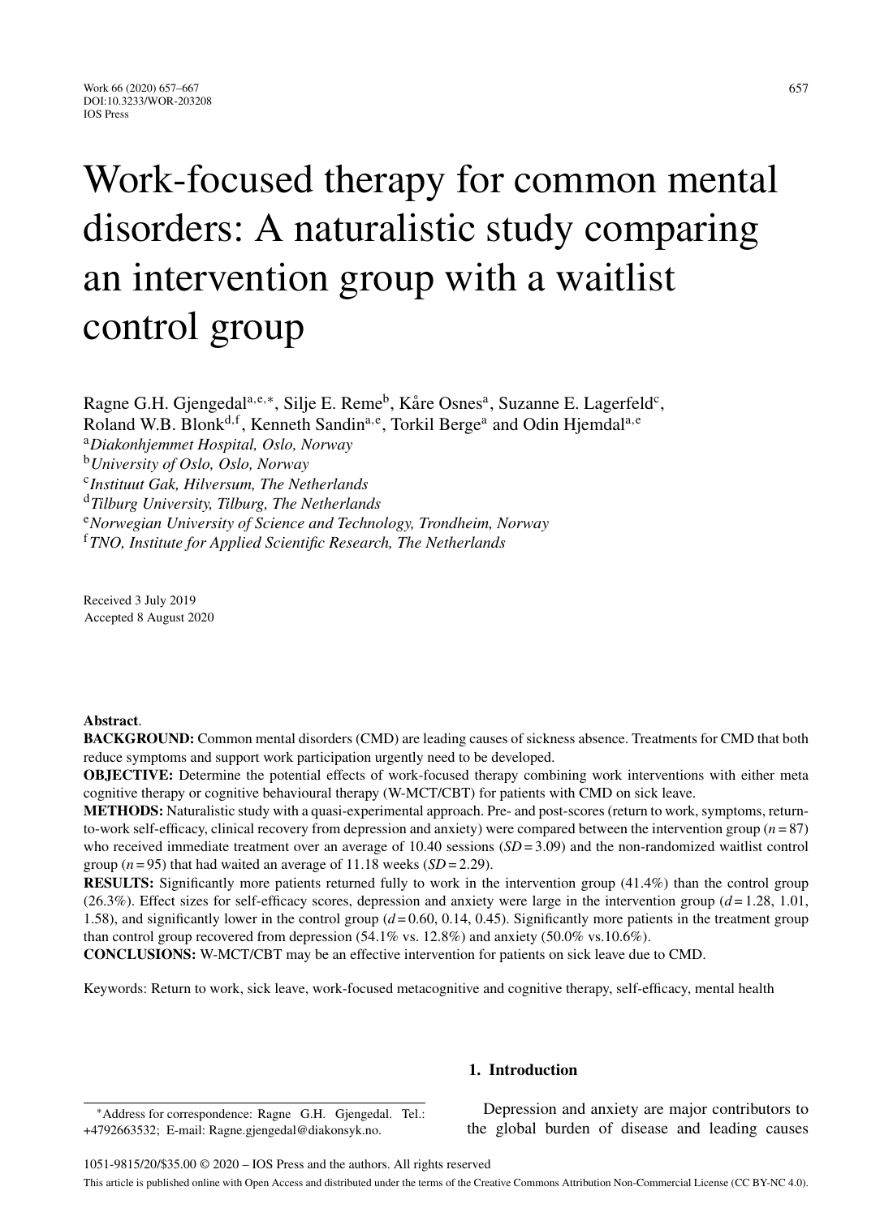# Work-focused therapy for common mental disorders: A naturalistic study comparing an intervention group with a waitlist control group

Ragne G.H. Gjengedal[a,e,*], Silje E. Reme[b], Kåre Osnes[a], Suzanne E. Lagerfeld[c], Roland W.B. Blonk[d,f], Kenneth Sandin[a,e], Torkil Berge[a] and Odin Hjemdal[a,e]

[a]*Diakonhjemmet Hospital, Oslo, Norway*
[b]*University of Oslo, Oslo, Norway*
[c]*Instituut Gak, Hilversum, The Netherlands*
[d]*Tilburg University, Tilburg, The Netherlands*
[e]*Norwegian University of Science and Technology, Trondheim, Norway*
[f]*TNO, Institute for Applied Scientific Research, The Netherlands*

Received 3 July 2019
Accepted 8 August 2020

**Abstract**.

**BACKGROUND:** Common mental disorders (CMD) are leading causes of sickness absence. Treatments for CMD that both reduce symptoms and support work participation urgently need to be developed.

**OBJECTIVE:** Determine the potential effects of work-focused therapy combining work interventions with either meta cognitive therapy or cognitive behavioural therapy (W-MCT/CBT) for patients with CMD on sick leave.

**METHODS:** Naturalistic study with a quasi-experimental approach. Pre- and post-scores (return to work, symptoms, return-to-work self-efficacy, clinical recovery from depression and anxiety) were compared between the intervention group ($n = 87$) who received immediate treatment over an average of 10.40 sessions ($SD = 3.09$) and the non-randomized waitlist control group ($n = 95$) that had waited an average of 11.18 weeks ($SD = 2.29$).

**RESULTS:** Significantly more patients returned fully to work in the intervention group (41.4%) than the control group (26.3%). Effect sizes for self-efficacy scores, depression and anxiety were large in the intervention group ($d = 1.28$, 1.01, 1.58), and significantly lower in the control group ($d = 0.60$, 0.14, 0.45). Significantly more patients in the treatment group than control group recovered from depression (54.1% vs. 12.8%) and anxiety (50.0% vs.10.6%).

**CONCLUSIONS:** W-MCT/CBT may be an effective intervention for patients on sick leave due to CMD.

Keywords: Return to work, sick leave, work-focused metacognitive and cognitive therapy, self-efficacy, mental health

## 1. Introduction

Depression and anxiety are major contributors to the global burden of disease and leading causes

*Address for correspondence: Ragne G.H. Gjengedal. Tel.: +4792663532; E-mail: Ragne.gjengedal@diakonsyk.no.

1051-9815/20/$35.00 © 2020 – IOS Press and the authors. All rights reserved

This article is published online with Open Access and distributed under the terms of the Creative Commons Attribution Non-Commercial License (CC BY-NC 4.0).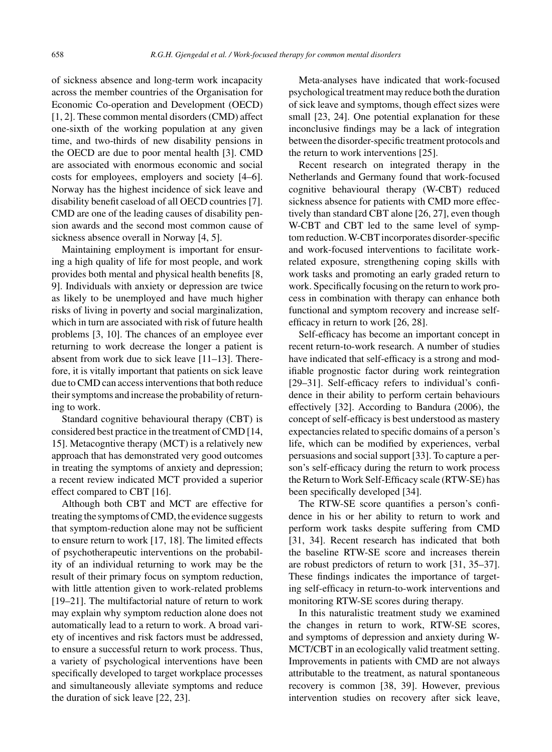of sickness absence and long-term work incapacity across the member countries of the Organisation for Economic Co-operation and Development (OECD) [1, 2]. These common mental disorders (CMD) affect one-sixth of the working population at any given time, and two-thirds of new disability pensions in the OECD are due to poor mental health [3]. CMD are associated with enormous economic and social costs for employees, employers and society [4–6]. Norway has the highest incidence of sick leave and disability benefit caseload of all OECD countries [7]. CMD are one of the leading causes of disability pension awards and the second most common cause of sickness absence overall in Norway [4, 5].

Maintaining employment is important for ensuring a high quality of life for most people, and work provides both mental and physical health benefits [8, 9]. Individuals with anxiety or depression are twice as likely to be unemployed and have much higher risks of living in poverty and social marginalization, which in turn are associated with risk of future health problems [3, 10]. The chances of an employee ever returning to work decrease the longer a patient is absent from work due to sick leave [11–13]. Therefore, it is vitally important that patients on sick leave due to CMD can access interventions that both reduce their symptoms and increase the probability of returning to work.

Standard cognitive behavioural therapy (CBT) is considered best practice in the treatment of CMD [14, 15]. Metacogntive therapy (MCT) is a relatively new approach that has demonstrated very good outcomes in treating the symptoms of anxiety and depression; a recent review indicated MCT provided a superior effect compared to CBT [16].

Although both CBT and MCT are effective for treating the symptoms of CMD, the evidence suggests that symptom-reduction alone may not be sufficient to ensure return to work [17, 18]. The limited effects of psychotherapeutic interventions on the probability of an individual returning to work may be the result of their primary focus on symptom reduction, with little attention given to work-related problems [19–21]. The multifactorial nature of return to work may explain why symptom reduction alone does not automatically lead to a return to work. A broad variety of incentives and risk factors must be addressed, to ensure a successful return to work process. Thus, a variety of psychological interventions have been specifically developed to target workplace processes and simultaneously alleviate symptoms and reduce the duration of sick leave [22, 23].

Meta-analyses have indicated that work-focused psychological treatment may reduce both the duration of sick leave and symptoms, though effect sizes were small [23, 24]. One potential explanation for these inconclusive findings may be a lack of integration between the disorder-specific treatment protocols and the return to work interventions [25].

Recent research on integrated therapy in the Netherlands and Germany found that work-focused cognitive behavioural therapy (W-CBT) reduced sickness absence for patients with CMD more effectively than standard CBT alone [26, 27], even though W-CBT and CBT led to the same level of symptom reduction. W-CBT incorporates disorder-specific and work-focused interventions to facilitate work-related exposure, strengthening coping skills with work tasks and promoting an early graded return to work. Specifically focusing on the return to work process in combination with therapy can enhance both functional and symptom recovery and increase self-efficacy in return to work [26, 28].

Self-efficacy has become an important concept in recent return-to-work research. A number of studies have indicated that self-efficacy is a strong and modifiable prognostic factor during work reintegration [29–31]. Self-efficacy refers to individual's confidence in their ability to perform certain behaviours effectively [32]. According to Bandura (2006), the concept of self-efficacy is best understood as mastery expectancies related to specific domains of a person's life, which can be modified by experiences, verbal persuasions and social support [33]. To capture a person's self-efficacy during the return to work process the Return to Work Self-Efficacy scale (RTW-SE) has been specifically developed [34].

The RTW-SE score quantifies a person's confidence in his or her ability to return to work and perform work tasks despite suffering from CMD [31, 34]. Recent research has indicated that both the baseline RTW-SE score and increases therein are robust predictors of return to work [31, 35–37]. These findings indicates the importance of targeting self-efficacy in return-to-work interventions and monitoring RTW-SE scores during therapy.

In this naturalistic treatment study we examined the changes in return to work, RTW-SE scores, and symptoms of depression and anxiety during W-MCT/CBT in an ecologically valid treatment setting. Improvements in patients with CMD are not always attributable to the treatment, as natural spontaneous recovery is common [38, 39]. However, previous intervention studies on recovery after sick leave,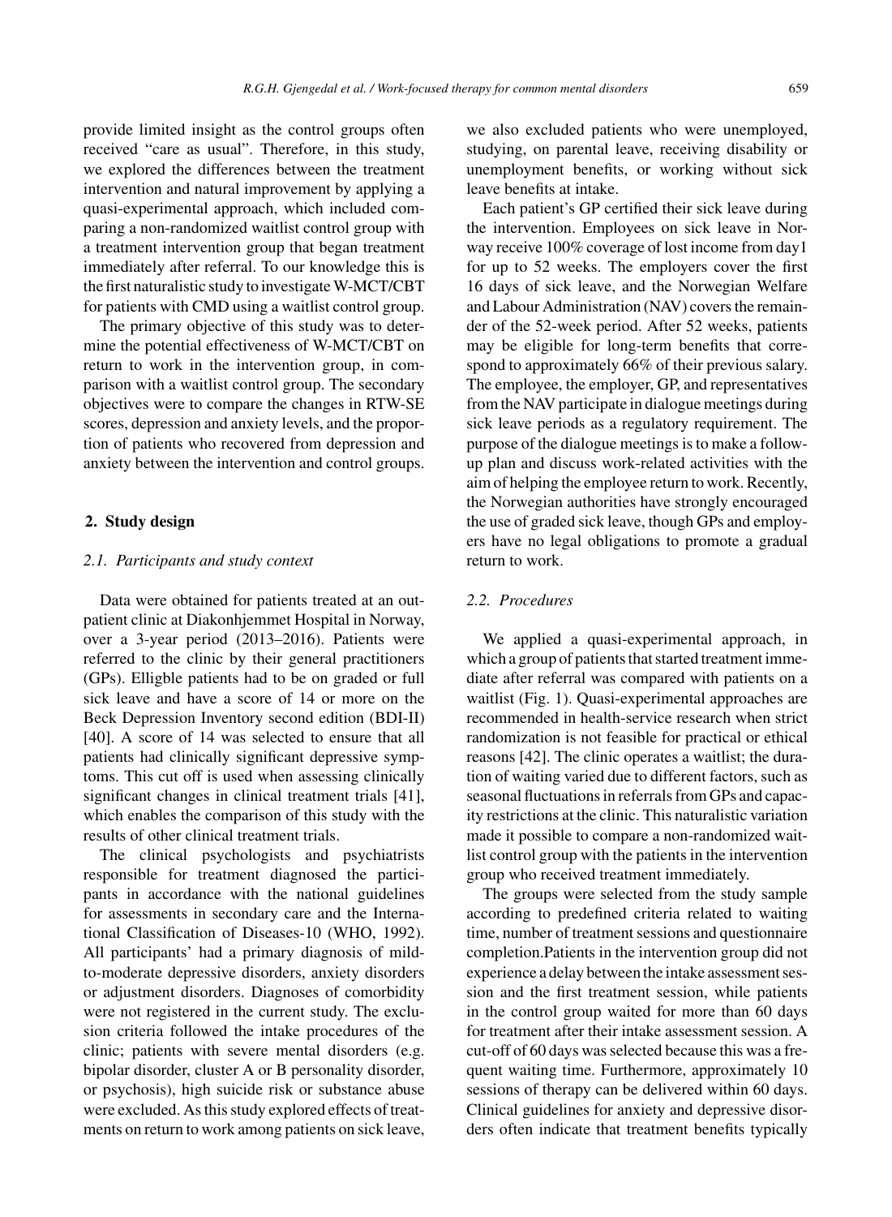provide limited insight as the control groups often received "care as usual". Therefore, in this study, we explored the differences between the treatment intervention and natural improvement by applying a quasi-experimental approach, which included comparing a non-randomized waitlist control group with a treatment intervention group that began treatment immediately after referral. To our knowledge this is the first naturalistic study to investigate W-MCT/CBT for patients with CMD using a waitlist control group.

The primary objective of this study was to determine the potential effectiveness of W-MCT/CBT on return to work in the intervention group, in comparison with a waitlist control group. The secondary objectives were to compare the changes in RTW-SE scores, depression and anxiety levels, and the proportion of patients who recovered from depression and anxiety between the intervention and control groups.

## 2. Study design

### *2.1. Participants and study context*

Data were obtained for patients treated at an outpatient clinic at Diakonhjemmet Hospital in Norway, over a 3-year period (2013–2016). Patients were referred to the clinic by their general practitioners (GPs). Elligble patients had to be on graded or full sick leave and have a score of 14 or more on the Beck Depression Inventory second edition (BDI-II) [40]. A score of 14 was selected to ensure that all patients had clinically significant depressive symptoms. This cut off is used when assessing clinically significant changes in clinical treatment trials [41], which enables the comparison of this study with the results of other clinical treatment trials.

The clinical psychologists and psychiatrists responsible for treatment diagnosed the participants in accordance with the national guidelines for assessments in secondary care and the International Classification of Diseases-10 (WHO, 1992). All participants' had a primary diagnosis of mild-to-moderate depressive disorders, anxiety disorders or adjustment disorders. Diagnoses of comorbidity were not registered in the current study. The exclusion criteria followed the intake procedures of the clinic; patients with severe mental disorders (e.g. bipolar disorder, cluster A or B personality disorder, or psychosis), high suicide risk or substance abuse were excluded. As this study explored effects of treatments on return to work among patients on sick leave, we also excluded patients who were unemployed, studying, on parental leave, receiving disability or unemployment benefits, or working without sick leave benefits at intake.

Each patient's GP certified their sick leave during the intervention. Employees on sick leave in Norway receive 100% coverage of lost income from day1 for up to 52 weeks. The employers cover the first 16 days of sick leave, and the Norwegian Welfare and Labour Administration (NAV) covers the remainder of the 52-week period. After 52 weeks, patients may be eligible for long-term benefits that correspond to approximately 66% of their previous salary. The employee, the employer, GP, and representatives from the NAV participate in dialogue meetings during sick leave periods as a regulatory requirement. The purpose of the dialogue meetings is to make a follow-up plan and discuss work-related activities with the aim of helping the employee return to work. Recently, the Norwegian authorities have strongly encouraged the use of graded sick leave, though GPs and employers have no legal obligations to promote a gradual return to work.

### *2.2. Procedures*

We applied a quasi-experimental approach, in which a group of patients that started treatment immediate after referral was compared with patients on a waitlist (Fig. 1). Quasi-experimental approaches are recommended in health-service research when strict randomization is not feasible for practical or ethical reasons [42]. The clinic operates a waitlist; the duration of waiting varied due to different factors, such as seasonal fluctuations in referrals from GPs and capacity restrictions at the clinic. This naturalistic variation made it possible to compare a non-randomized waitlist control group with the patients in the intervention group who received treatment immediately.

The groups were selected from the study sample according to predefined criteria related to waiting time, number of treatment sessions and questionnaire completion.Patients in the intervention group did not experience a delay between the intake assessment session and the first treatment session, while patients in the control group waited for more than 60 days for treatment after their intake assessment session. A cut-off of 60 days was selected because this was a frequent waiting time. Furthermore, approximately 10 sessions of therapy can be delivered within 60 days. Clinical guidelines for anxiety and depressive disorders often indicate that treatment benefits typically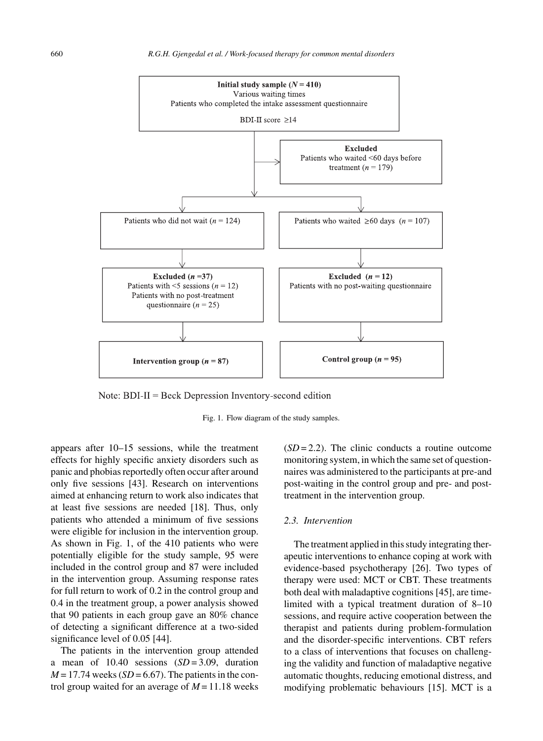Initial study sample (*N* = 410)
Various waiting times
Patients who completed the intake assessment questionnaire

BDI-II score ≥14

Excluded
Patients who waited <60 days before treatment (*n* = 179)

Patients who did not wait (*n* = 124)

Patients who waited ≥60 days (*n* = 107)

Excluded (*n* = 37)
Patients with <5 sessions (*n* = 12)
Patients with no post-treatment questionnaire (*n* = 25)

Excluded (*n* = 12)
Patients with no post-waiting questionnaire

Intervention group (*n* = 87)

Control group (*n* = 95)

Note: BDI-II = Beck Depression Inventory-second edition

Fig. 1. Flow diagram of the study samples.

appears after 10–15 sessions, while the treatment effects for highly specific anxiety disorders such as panic and phobias reportedly often occur after around only five sessions [43]. Research on interventions aimed at enhancing return to work also indicates that at least five sessions are needed [18]. Thus, only patients who attended a minimum of five sessions were eligible for inclusion in the intervention group. As shown in Fig. 1, of the 410 patients who were potentially eligible for the study sample, 95 were included in the control group and 87 were included in the intervention group. Assuming response rates for full return to work of 0.2 in the control group and 0.4 in the treatment group, a power analysis showed that 90 patients in each group gave an 80% chance of detecting a significant difference at a two-sided significance level of 0.05 [44].

The patients in the intervention group attended a mean of 10.40 sessions (*SD* = 3.09, duration *M* = 17.74 weeks (*SD* = 6.67). The patients in the control group waited for an average of *M* = 11.18 weeks (*SD* = 2.2). The clinic conducts a routine outcome monitoring system, in which the same set of questionnaires was administered to the participants at pre-and post-waiting in the control group and pre- and post-treatment in the intervention group.

### 2.3. Intervention

The treatment applied in this study integrating therapeutic interventions to enhance coping at work with evidence-based psychotherapy [26]. Two types of therapy were used: MCT or CBT. These treatments both deal with maladaptive cognitions [45], are time-limited with a typical treatment duration of 8–10 sessions, and require active cooperation between the therapist and patients during problem-formulation and the disorder-specific interventions. CBT refers to a class of interventions that focuses on challenging the validity and function of maladaptive negative automatic thoughts, reducing emotional distress, and modifying problematic behaviours [15]. MCT is a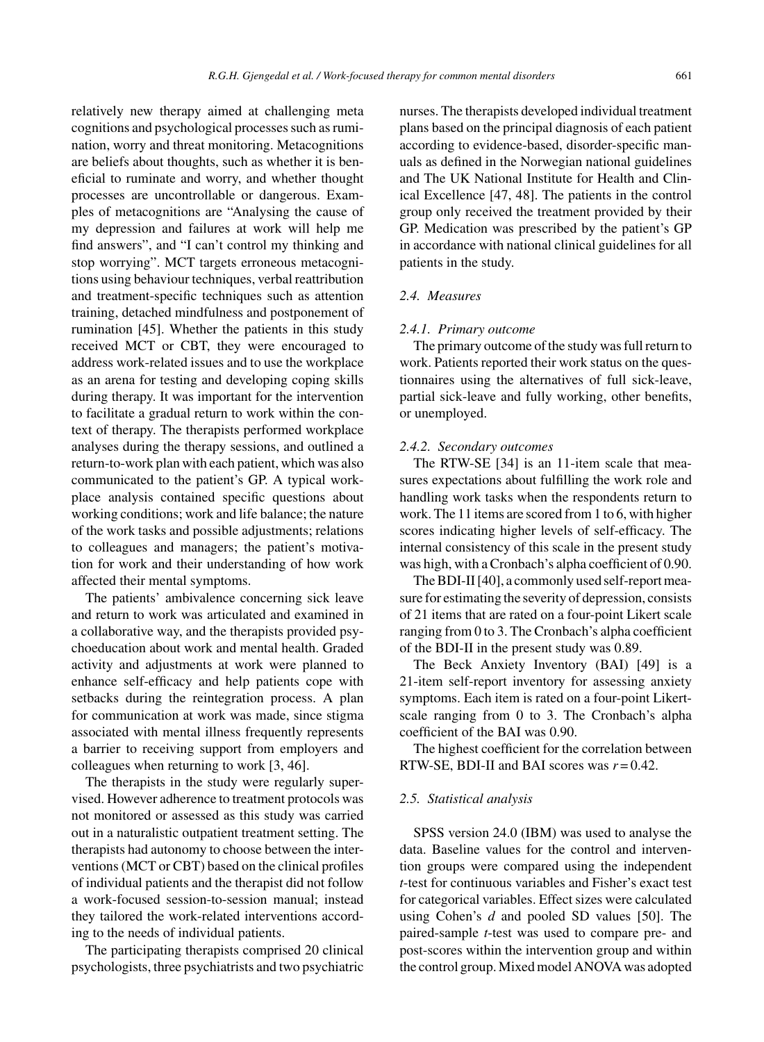relatively new therapy aimed at challenging meta cognitions and psychological processes such as rumination, worry and threat monitoring. Metacognitions are beliefs about thoughts, such as whether it is beneficial to ruminate and worry, and whether thought processes are uncontrollable or dangerous. Examples of metacognitions are "Analysing the cause of my depression and failures at work will help me find answers", and "I can't control my thinking and stop worrying". MCT targets erroneous metacognitions using behaviour techniques, verbal reattribution and treatment-specific techniques such as attention training, detached mindfulness and postponement of rumination [45]. Whether the patients in this study received MCT or CBT, they were encouraged to address work-related issues and to use the workplace as an arena for testing and developing coping skills during therapy. It was important for the intervention to facilitate a gradual return to work within the context of therapy. The therapists performed workplace analyses during the therapy sessions, and outlined a return-to-work plan with each patient, which was also communicated to the patient's GP. A typical workplace analysis contained specific questions about working conditions; work and life balance; the nature of the work tasks and possible adjustments; relations to colleagues and managers; the patient's motivation for work and their understanding of how work affected their mental symptoms.

The patients' ambivalence concerning sick leave and return to work was articulated and examined in a collaborative way, and the therapists provided psychoeducation about work and mental health. Graded activity and adjustments at work were planned to enhance self-efficacy and help patients cope with setbacks during the reintegration process. A plan for communication at work was made, since stigma associated with mental illness frequently represents a barrier to receiving support from employers and colleagues when returning to work [3, 46].

The therapists in the study were regularly supervised. However adherence to treatment protocols was not monitored or assessed as this study was carried out in a naturalistic outpatient treatment setting. The therapists had autonomy to choose between the interventions (MCT or CBT) based on the clinical profiles of individual patients and the therapist did not follow a work-focused session-to-session manual; instead they tailored the work-related interventions according to the needs of individual patients.

The participating therapists comprised 20 clinical psychologists, three psychiatrists and two psychiatric nurses. The therapists developed individual treatment plans based on the principal diagnosis of each patient according to evidence-based, disorder-specific manuals as defined in the Norwegian national guidelines and The UK National Institute for Health and Clinical Excellence [47, 48]. The patients in the control group only received the treatment provided by their GP. Medication was prescribed by the patient's GP in accordance with national clinical guidelines for all patients in the study.

### *2.4. Measures*

#### *2.4.1. Primary outcome*

The primary outcome of the study was full return to work. Patients reported their work status on the questionnaires using the alternatives of full sick-leave, partial sick-leave and fully working, other benefits, or unemployed.

#### *2.4.2. Secondary outcomes*

The RTW-SE [34] is an 11-item scale that measures expectations about fulfilling the work role and handling work tasks when the respondents return to work. The 11 items are scored from 1 to 6, with higher scores indicating higher levels of self-efficacy. The internal consistency of this scale in the present study was high, with a Cronbach's alpha coefficient of 0.90.

The BDI-II [40], a commonly used self-report measure for estimating the severity of depression, consists of 21 items that are rated on a four-point Likert scale ranging from 0 to 3. The Cronbach's alpha coefficient of the BDI-II in the present study was 0.89.

The Beck Anxiety Inventory (BAI) [49] is a 21-item self-report inventory for assessing anxiety symptoms. Each item is rated on a four-point Likert-scale ranging from 0 to 3. The Cronbach's alpha coefficient of the BAI was 0.90.

The highest coefficient for the correlation between RTW-SE, BDI-II and BAI scores was $r = 0.42$.

### *2.5. Statistical analysis*

SPSS version 24.0 (IBM) was used to analyse the data. Baseline values for the control and intervention groups were compared using the independent *t*-test for continuous variables and Fisher's exact test for categorical variables. Effect sizes were calculated using Cohen's *d* and pooled SD values [50]. The paired-sample *t*-test was used to compare pre- and post-scores within the intervention group and within the control group. Mixed model ANOVA was adopted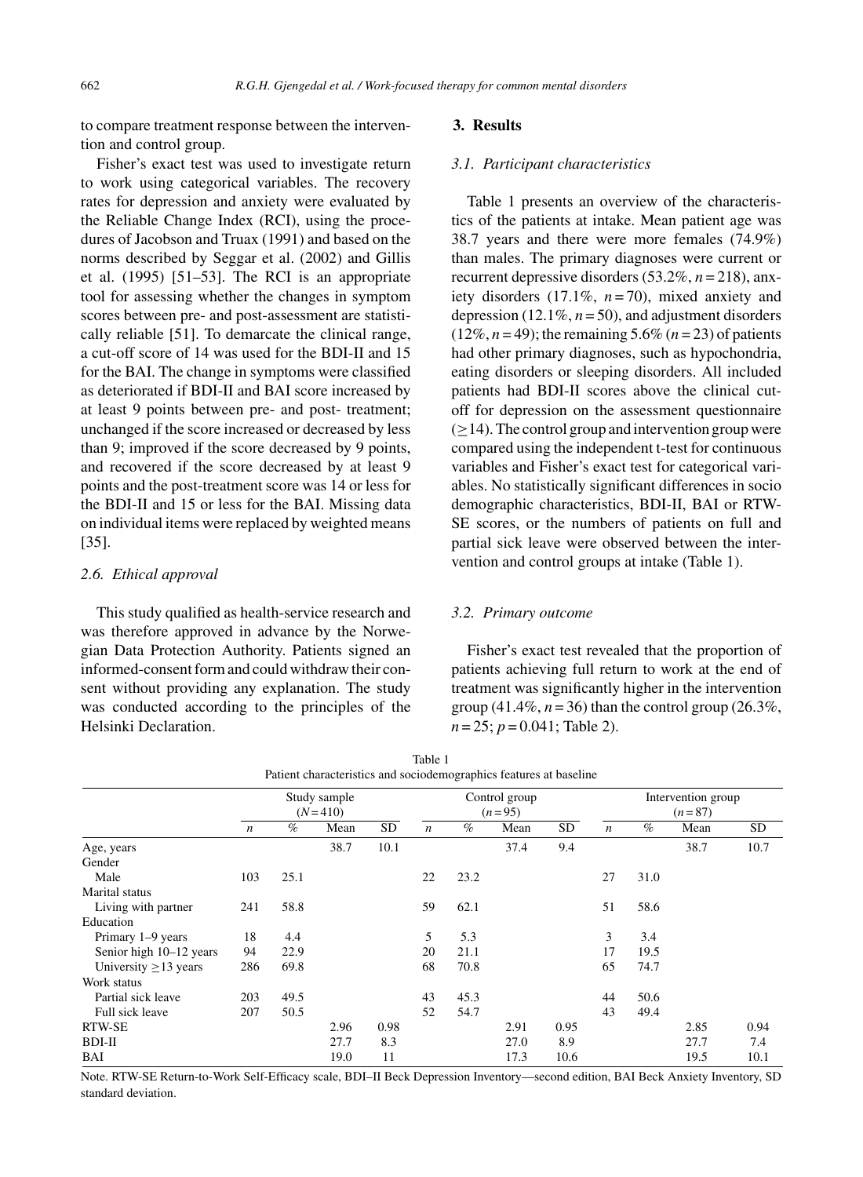to compare treatment response between the intervention and control group.

Fisher's exact test was used to investigate return to work using categorical variables. The recovery rates for depression and anxiety were evaluated by the Reliable Change Index (RCI), using the procedures of Jacobson and Truax (1991) and based on the norms described by Seggar et al. (2002) and Gillis et al. (1995) [51–53]. The RCI is an appropriate tool for assessing whether the changes in symptom scores between pre- and post-assessment are statistically reliable [51]. To demarcate the clinical range, a cut-off score of 14 was used for the BDI-II and 15 for the BAI. The change in symptoms were classified as deteriorated if BDI-II and BAI score increased by at least 9 points between pre- and post- treatment; unchanged if the score increased or decreased by less than 9; improved if the score decreased by 9 points, and recovered if the score decreased by at least 9 points and the post-treatment score was 14 or less for the BDI-II and 15 or less for the BAI. Missing data on individual items were replaced by weighted means [35].

### 2.6. Ethical approval

This study qualified as health-service research and was therefore approved in advance by the Norwegian Data Protection Authority. Patients signed an informed-consent form and could withdraw their consent without providing any explanation. The study was conducted according to the principles of the Helsinki Declaration.

## 3. Results

### 3.1. Participant characteristics

Table 1 presents an overview of the characteristics of the patients at intake. Mean patient age was 38.7 years and there were more females (74.9%) than males. The primary diagnoses were current or recurrent depressive disorders (53.2%, $n = 218$), anxiety disorders (17.1%, $n = 70$), mixed anxiety and depression (12.1%, $n = 50$), and adjustment disorders (12%, $n = 49$); the remaining 5.6% ($n = 23$) of patients had other primary diagnoses, such as hypochondria, eating disorders or sleeping disorders. All included patients had BDI-II scores above the clinical cut-off for depression on the assessment questionnaire ($\geq 14$). The control group and intervention group were compared using the independent t-test for continuous variables and Fisher's exact test for categorical variables. No statistically significant differences in socio demographic characteristics, BDI-II, BAI or RTW-SE scores, or the numbers of patients on full and partial sick leave were observed between the intervention and control groups at intake (Table 1).

### 3.2. Primary outcome

Fisher's exact test revealed that the proportion of patients achieving full return to work at the end of treatment was significantly higher in the intervention group (41.4%, $n = 36$) than the control group (26.3%, $n = 25$; $p = 0.041$; Table 2).

Table 1
Patient characteristics and sociodemographics features at baseline

| | Study sample ($N = 410$) | | | | Control group ($n = 95$) | | | | Intervention group ($n = 87$) | | | |
|---|---|---|---|---|---|---|---|---|---|---|---|---|
| | $n$ | % | Mean | SD | $n$ | % | Mean | SD | $n$ | % | Mean | SD |
| Age, years | | | 38.7 | 10.1 | | | 37.4 | 9.4 | | | 38.7 | 10.7 |
| Gender | | | | | | | | | | | | |
| Male | 103 | 25.1 | | | 22 | 23.2 | | | 27 | 31.0 | | |
| Marital status | | | | | | | | | | | | |
| Living with partner | 241 | 58.8 | | | 59 | 62.1 | | | 51 | 58.6 | | |
| Education | | | | | | | | | | | | |
| Primary 1–9 years | 18 | 4.4 | | | 5 | 5.3 | | | 3 | 3.4 | | |
| Senior high 10–12 years | 94 | 22.9 | | | 20 | 21.1 | | | 17 | 19.5 | | |
| University ≥13 years | 286 | 69.8 | | | 68 | 70.8 | | | 65 | 74.7 | | |
| Work status | | | | | | | | | | | | |
| Partial sick leave | 203 | 49.5 | | | 43 | 45.3 | | | 44 | 50.6 | | |
| Full sick leave | 207 | 50.5 | | | 52 | 54.7 | | | 43 | 49.4 | | |
| RTW-SE | | | 2.96 | 0.98 | | | 2.91 | 0.95 | | | 2.85 | 0.94 |
| BDI-II | | | 27.7 | 8.3 | | | 27.0 | 8.9 | | | 27.7 | 7.4 |
| BAI | | | 19.0 | 11 | | | 17.3 | 10.6 | | | 19.5 | 10.1 |

Note. RTW-SE Return-to-Work Self-Efficacy scale, BDI–II Beck Depression Inventory—second edition, BAI Beck Anxiety Inventory, SD standard deviation.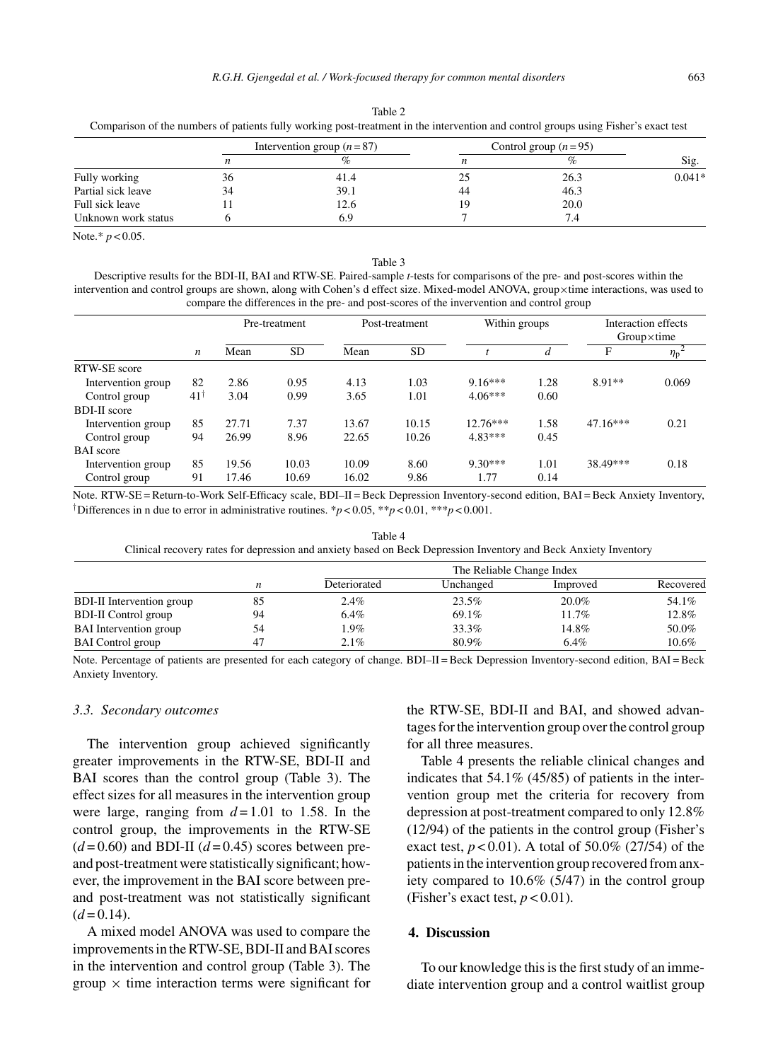Table 2
Comparison of the numbers of patients fully working post-treatment in the intervention and control groups using Fisher's exact test

| | Intervention group ($n = 87$) | | Control group ($n = 95$) | | |
|---|---|---|---|---|---|
| | $n$ | % | $n$ | % | Sig. |
| Fully working | 36 | 41.4 | 25 | 26.3 | 0.041* |
| Partial sick leave | 34 | 39.1 | 44 | 46.3 | |
| Full sick leave | 11 | 12.6 | 19 | 20.0 | |
| Unknown work status | 6 | 6.9 | 7 | 7.4 | |

Note.* $p < 0.05$.

Table 3
Descriptive results for the BDI-II, BAI and RTW-SE. Paired-sample *t*-tests for comparisons of the pre- and post-scores within the intervention and control groups are shown, along with Cohen's d effect size. Mixed-model ANOVA, group×time interactions, was used to compare the differences in the pre- and post-scores of the invervention and control group

| | | Pre-treatment | | Post-treatment | | Within groups | | Interaction effects Group×time | |
|---|---|---|---|---|---|---|---|---|---|
| | $n$ | Mean | SD | Mean | SD | $t$ | $d$ | F | $\eta_p^2$ |
| RTW-SE score | | | | | | | | | |
| Intervention group | 82 | 2.86 | 0.95 | 4.13 | 1.03 | 9.16*** | 1.28 | 8.91** | 0.069 |
| Control group | 41[†] | 3.04 | 0.99 | 3.65 | 1.01 | 4.06*** | 0.60 | | |
| BDI-II score | | | | | | | | | |
| Intervention group | 85 | 27.71 | 7.37 | 13.67 | 10.15 | 12.76*** | 1.58 | 47.16*** | 0.21 |
| Control group | 94 | 26.99 | 8.96 | 22.65 | 10.26 | 4.83*** | 0.45 | | |
| BAI score | | | | | | | | | |
| Intervention group | 85 | 19.56 | 10.03 | 10.09 | 8.60 | 9.30*** | 1.01 | 38.49*** | 0.18 |
| Control group | 91 | 17.46 | 10.69 | 16.02 | 9.86 | 1.77 | 0.14 | | |

Note. RTW-SE = Return-to-Work Self-Efficacy scale, BDI–II = Beck Depression Inventory-second edition, BAI = Beck Anxiety Inventory, [†]Differences in n due to error in administrative routines. *$p < 0.05$, **$p < 0.01$, ***$p < 0.001$.

Table 4
Clinical recovery rates for depression and anxiety based on Beck Depression Inventory and Beck Anxiety Inventory

| | | The Reliable Change Index | | | |
|---|---|---|---|---|---|
| | $n$ | Deteriorated | Unchanged | Improved | Recovered |
| BDI-II Intervention group | 85 | 2.4% | 23.5% | 20.0% | 54.1% |
| BDI-II Control group | 94 | 6.4% | 69.1% | 11.7% | 12.8% |
| BAI Intervention group | 54 | 1.9% | 33.3% | 14.8% | 50.0% |
| BAI Control group | 47 | 2.1% | 80.9% | 6.4% | 10.6% |

Note. Percentage of patients are presented for each category of change. BDI–II = Beck Depression Inventory-second edition, BAI = Beck Anxiety Inventory.

### 3.3. Secondary outcomes

The intervention group achieved significantly greater improvements in the RTW-SE, BDI-II and BAI scores than the control group (Table 3). The effect sizes for all measures in the intervention group were large, ranging from $d = 1.01$ to 1.58. In the control group, the improvements in the RTW-SE ($d = 0.60$) and BDI-II ($d = 0.45$) scores between pre- and post-treatment were statistically significant; however, the improvement in the BAI score between pre- and post-treatment was not statistically significant ($d = 0.14$).

A mixed model ANOVA was used to compare the improvements in the RTW-SE, BDI-II and BAI scores in the intervention and control group (Table 3). The group × time interaction terms were significant for the RTW-SE, BDI-II and BAI, and showed advantages for the intervention group over the control group for all three measures.

Table 4 presents the reliable clinical changes and indicates that 54.1% (45/85) of patients in the intervention group met the criteria for recovery from depression at post-treatment compared to only 12.8% (12/94) of the patients in the control group (Fisher's exact test, $p < 0.01$). A total of 50.0% (27/54) of the patients in the intervention group recovered from anxiety compared to 10.6% (5/47) in the control group (Fisher's exact test, $p < 0.01$).

## 4. Discussion

To our knowledge this is the first study of an immediate intervention group and a control waitlist group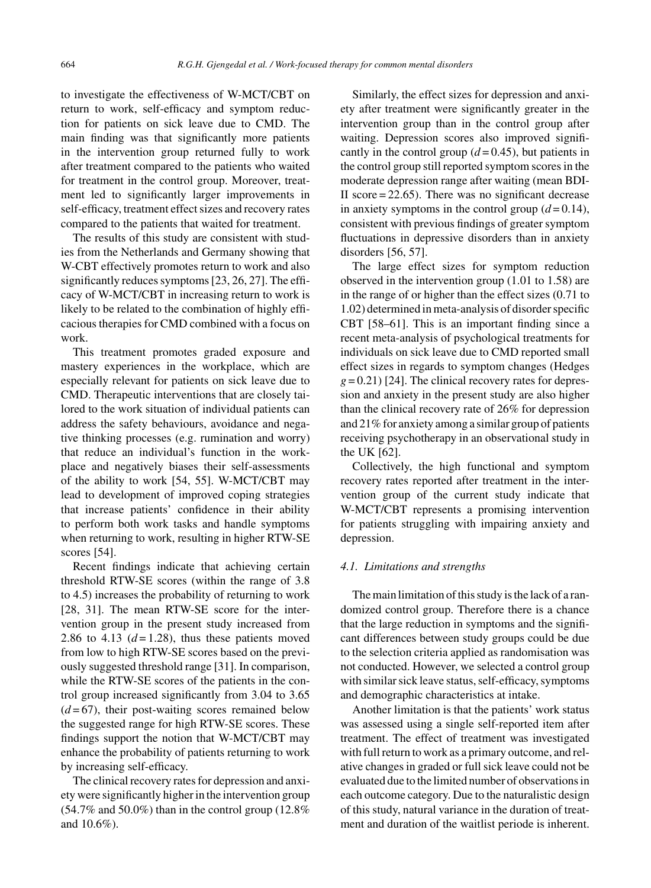to investigate the effectiveness of W-MCT/CBT on return to work, self-efficacy and symptom reduction for patients on sick leave due to CMD. The main finding was that significantly more patients in the intervention group returned fully to work after treatment compared to the patients who waited for treatment in the control group. Moreover, treatment led to significantly larger improvements in self-efficacy, treatment effect sizes and recovery rates compared to the patients that waited for treatment.

The results of this study are consistent with studies from the Netherlands and Germany showing that W-CBT effectively promotes return to work and also significantly reduces symptoms [23, 26, 27]. The efficacy of W-MCT/CBT in increasing return to work is likely to be related to the combination of highly efficacious therapies for CMD combined with a focus on work.

This treatment promotes graded exposure and mastery experiences in the workplace, which are especially relevant for patients on sick leave due to CMD. Therapeutic interventions that are closely tailored to the work situation of individual patients can address the safety behaviours, avoidance and negative thinking processes (e.g. rumination and worry) that reduce an individual's function in the workplace and negatively biases their self-assessments of the ability to work [54, 55]. W-MCT/CBT may lead to development of improved coping strategies that increase patients' confidence in their ability to perform both work tasks and handle symptoms when returning to work, resulting in higher RTW-SE scores [54].

Recent findings indicate that achieving certain threshold RTW-SE scores (within the range of 3.8 to 4.5) increases the probability of returning to work [28, 31]. The mean RTW-SE score for the intervention group in the present study increased from 2.86 to 4.13 ($d = 1.28$), thus these patients moved from low to high RTW-SE scores based on the previously suggested threshold range [31]. In comparison, while the RTW-SE scores of the patients in the control group increased significantly from 3.04 to 3.65 ($d = 67$), their post-waiting scores remained below the suggested range for high RTW-SE scores. These findings support the notion that W-MCT/CBT may enhance the probability of patients returning to work by increasing self-efficacy.

The clinical recovery rates for depression and anxiety were significantly higher in the intervention group (54.7% and 50.0%) than in the control group (12.8% and 10.6%).

Similarly, the effect sizes for depression and anxiety after treatment were significantly greater in the intervention group than in the control group after waiting. Depression scores also improved significantly in the control group ($d = 0.45$), but patients in the control group still reported symptom scores in the moderate depression range after waiting (mean BDI-II score = 22.65). There was no significant decrease in anxiety symptoms in the control group ($d = 0.14$), consistent with previous findings of greater symptom fluctuations in depressive disorders than in anxiety disorders [56, 57].

The large effect sizes for symptom reduction observed in the intervention group (1.01 to 1.58) are in the range of or higher than the effect sizes (0.71 to 1.02) determined in meta-analysis of disorder specific CBT [58–61]. This is an important finding since a recent meta-analysis of psychological treatments for individuals on sick leave due to CMD reported small effect sizes in regards to symptom changes (Hedges $g = 0.21$) [24]. The clinical recovery rates for depression and anxiety in the present study are also higher than the clinical recovery rate of 26% for depression and 21% for anxiety among a similar group of patients receiving psychotherapy in an observational study in the UK [62].

Collectively, the high functional and symptom recovery rates reported after treatment in the intervention group of the current study indicate that W-MCT/CBT represents a promising intervention for patients struggling with impairing anxiety and depression.

### *4.1. Limitations and strengths*

The main limitation of this study is the lack of a randomized control group. Therefore there is a chance that the large reduction in symptoms and the significant differences between study groups could be due to the selection criteria applied as randomisation was not conducted. However, we selected a control group with similar sick leave status, self-efficacy, symptoms and demographic characteristics at intake.

Another limitation is that the patients' work status was assessed using a single self-reported item after treatment. The effect of treatment was investigated with full return to work as a primary outcome, and relative changes in graded or full sick leave could not be evaluated due to the limited number of observations in each outcome category. Due to the naturalistic design of this study, natural variance in the duration of treatment and duration of the waitlist periode is inherent.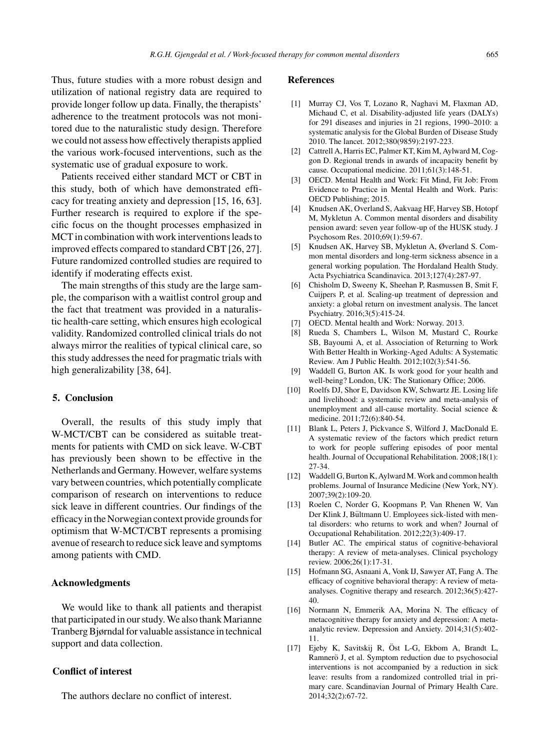Thus, future studies with a more robust design and utilization of national registry data are required to provide longer follow up data. Finally, the therapists' adherence to the treatment protocols was not monitored due to the naturalistic study design. Therefore we could not assess how effectively therapists applied the various work-focused interventions, such as the systematic use of gradual exposure to work.

Patients received either standard MCT or CBT in this study, both of which have demonstrated efficacy for treating anxiety and depression [15, 16, 63]. Further research is required to explore if the specific focus on the thought processes emphasized in MCT in combination with work interventions leads to improved effects compared to standard CBT [26, 27]. Future randomized controlled studies are required to identify if moderating effects exist.

The main strengths of this study are the large sample, the comparison with a waitlist control group and the fact that treatment was provided in a naturalistic health-care setting, which ensures high ecological validity. Randomized controlled clinical trials do not always mirror the realities of typical clinical care, so this study addresses the need for pragmatic trials with high generalizability [38, 64].

## 5. Conclusion

Overall, the results of this study imply that W-MCT/CBT can be considered as suitable treatments for patients with CMD on sick leave. W-CBT has previously been shown to be effective in the Netherlands and Germany. However, welfare systems vary between countries, which potentially complicate comparison of research on interventions to reduce sick leave in different countries. Our findings of the efficacy in the Norwegian context provide grounds for optimism that W-MCT/CBT represents a promising avenue of research to reduce sick leave and symptoms among patients with CMD.

## Acknowledgments

We would like to thank all patients and therapist that participated in our study. We also thank Marianne Tranberg Bjørndal for valuable assistance in technical support and data collection.

## Conflict of interest

The authors declare no conflict of interest.

## References

[1] Murray CJ, Vos T, Lozano R, Naghavi M, Flaxman AD, Michaud C, et al. Disability-adjusted life years (DALYs) for 291 diseases and injuries in 21 regions, 1990–2010: a systematic analysis for the Global Burden of Disease Study 2010. The lancet. 2012;380(9859):2197-223.

[2] Cattrell A, Harris EC, Palmer KT, Kim M, Aylward M, Coggon D. Regional trends in awards of incapacity benefit by cause. Occupational medicine. 2011;61(3):148-51.

[3] OECD. Mental Health and Work: Fit Mind, Fit Job: From Evidence to Practice in Mental Health and Work. Paris: OECD Publishing; 2015.

[4] Knudsen AK, Overland S, Aakvaag HF, Harvey SB, Hotopf M, Mykletun A. Common mental disorders and disability pension award: seven year follow-up of the HUSK study. J Psychosom Res. 2010;69(1):59-67.

[5] Knudsen AK, Harvey SB, Mykletun A, Øverland S. Common mental disorders and long-term sickness absence in a general working population. The Hordaland Health Study. Acta Psychiatrica Scandinavica. 2013;127(4):287-97.

[6] Chisholm D, Sweeny K, Sheehan P, Rasmussen B, Smit F, Cuijpers P, et al. Scaling-up treatment of depression and anxiety: a global return on investment analysis. The lancet Psychiatry. 2016;3(5):415-24.

[7] OECD. Mental health and Work: Norway. 2013.

[8] Rueda S, Chambers L, Wilson M, Mustard C, Rourke SB, Bayoumi A, et al. Association of Returning to Work With Better Health in Working-Aged Adults: A Systematic Review. Am J Public Health. 2012;102(3):541-56.

[9] Waddell G, Burton AK. Is work good for your health and well-being? London, UK: The Stationary Office; 2006.

[10] Roelfs DJ, Shor E, Davidson KW, Schwartz JE. Losing life and livelihood: a systematic review and meta-analysis of unemployment and all-cause mortality. Social science & medicine. 2011;72(6):840-54.

[11] Blank L, Peters J, Pickvance S, Wilford J, MacDonald E. A systematic review of the factors which predict return to work for people suffering episodes of poor mental health. Journal of Occupational Rehabilitation. 2008;18(1):27-34.

[12] Waddell G, Burton K, Aylward M. Work and common health problems. Journal of Insurance Medicine (New York, NY). 2007;39(2):109-20.

[13] Roelen C, Norder G, Koopmans P, Van Rhenen W, Van Der Klink J, Bültmann U. Employees sick-listed with mental disorders: who returns to work and when? Journal of Occupational Rehabilitation. 2012;22(3):409-17.

[14] Butler AC. The empirical status of cognitive-behavioral therapy: A review of meta-analyses. Clinical psychology review. 2006;26(1):17-31.

[15] Hofmann SG, Asnaani A, Vonk IJ, Sawyer AT, Fang A. The efficacy of cognitive behavioral therapy: A review of meta-analyses. Cognitive therapy and research. 2012;36(5):427-40.

[16] Normann N, Emmerik AA, Morina N. The efficacy of metacognitive therapy for anxiety and depression: A meta-analytic review. Depression and Anxiety. 2014;31(5):402-11.

[17] Ejeby K, Savitskij R, Öst L-G, Ekbom A, Brandt L, Ramnerö J, et al. Symptom reduction due to psychosocial interventions is not accompanied by a reduction in sick leave: results from a randomized controlled trial in primary care. Scandinavian Journal of Primary Health Care. 2014;32(2):67-72.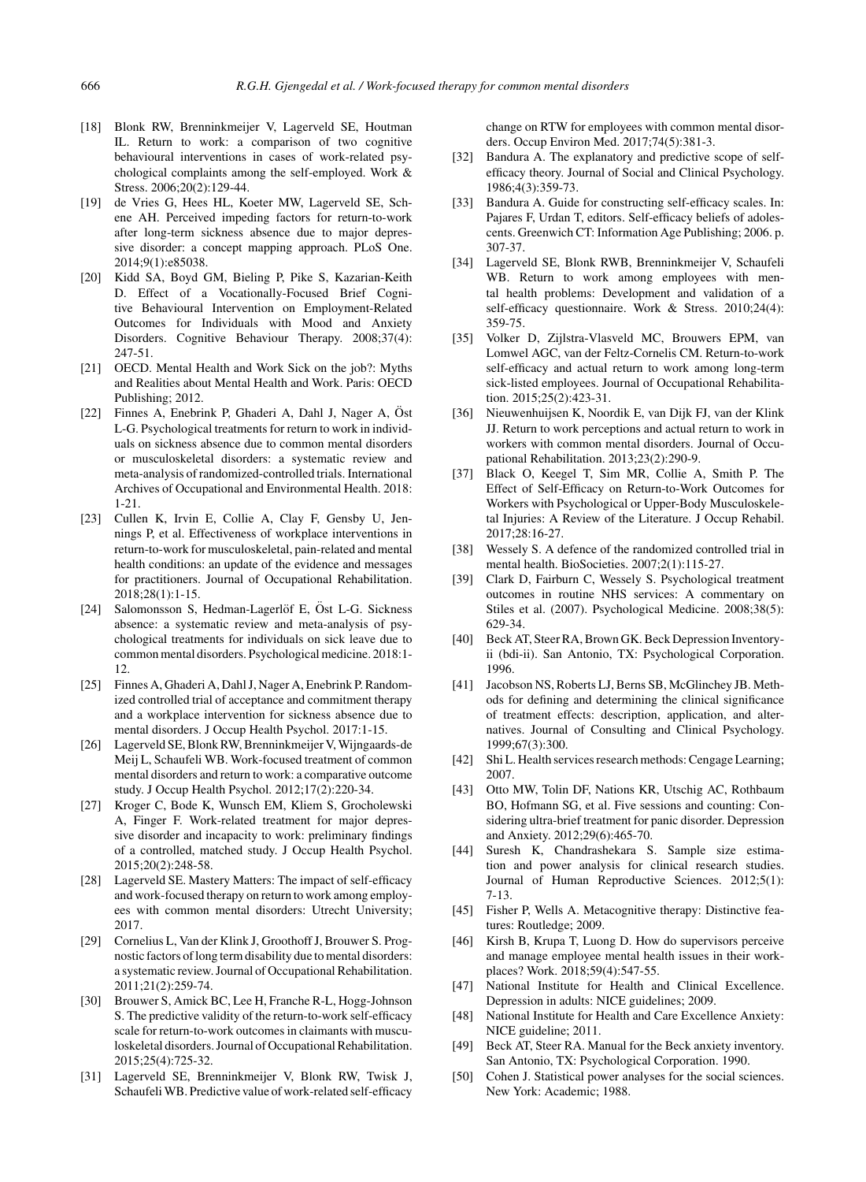[18] Blonk RW, Brenninkmeijer V, Lagerveld SE, Houtman IL. Return to work: a comparison of two cognitive behavioural interventions in cases of work-related psychological complaints among the self-employed. Work & Stress. 2006;20(2):129-44.

[19] de Vries G, Hees HL, Koeter MW, Lagerveld SE, Schene AH. Perceived impeding factors for return-to-work after long-term sickness absence due to major depressive disorder: a concept mapping approach. PLoS One. 2014;9(1):e85038.

[20] Kidd SA, Boyd GM, Bieling P, Pike S, Kazarian-Keith D. Effect of a Vocationally-Focused Brief Cognitive Behavioural Intervention on Employment-Related Outcomes for Individuals with Mood and Anxiety Disorders. Cognitive Behaviour Therapy. 2008;37(4): 247-51.

[21] OECD. Mental Health and Work Sick on the job?: Myths and Realities about Mental Health and Work. Paris: OECD Publishing; 2012.

[22] Finnes A, Enebrink P, Ghaderi A, Dahl J, Nager A, Öst L-G. Psychological treatments for return to work in individuals on sickness absence due to common mental disorders or musculoskeletal disorders: a systematic review and meta-analysis of randomized-controlled trials. International Archives of Occupational and Environmental Health. 2018: 1-21.

[23] Cullen K, Irvin E, Collie A, Clay F, Gensby U, Jennings P, et al. Effectiveness of workplace interventions in return-to-work for musculoskeletal, pain-related and mental health conditions: an update of the evidence and messages for practitioners. Journal of Occupational Rehabilitation. 2018;28(1):1-15.

[24] Salomonsson S, Hedman-Lagerlöf E, Öst L-G. Sickness absence: a systematic review and meta-analysis of psychological treatments for individuals on sick leave due to common mental disorders. Psychological medicine. 2018:1-12.

[25] Finnes A, Ghaderi A, Dahl J, Nager A, Enebrink P. Randomized controlled trial of acceptance and commitment therapy and a workplace intervention for sickness absence due to mental disorders. J Occup Health Psychol. 2017:1-15.

[26] Lagerveld SE, Blonk RW, Brenninkmeijer V, Wijngaards-de Meij L, Schaufeli WB. Work-focused treatment of common mental disorders and return to work: a comparative outcome study. J Occup Health Psychol. 2012;17(2):220-34.

[27] Kroger C, Bode K, Wunsch EM, Kliem S, Grocholewski A, Finger F. Work-related treatment for major depressive disorder and incapacity to work: preliminary findings of a controlled, matched study. J Occup Health Psychol. 2015;20(2):248-58.

[28] Lagerveld SE. Mastery Matters: The impact of self-efficacy and work-focused therapy on return to work among employees with common mental disorders: Utrecht University; 2017.

[29] Cornelius L, Van der Klink J, Groothoff J, Brouwer S. Prognostic factors of long term disability due to mental disorders: a systematic review. Journal of Occupational Rehabilitation. 2011;21(2):259-74.

[30] Brouwer S, Amick BC, Lee H, Franche R-L, Hogg-Johnson S. The predictive validity of the return-to-work self-efficacy scale for return-to-work outcomes in claimants with musculoskeletal disorders. Journal of Occupational Rehabilitation. 2015;25(4):725-32.

[31] Lagerveld SE, Brenninkmeijer V, Blonk RW, Twisk J, Schaufeli WB. Predictive value of work-related self-efficacy change on RTW for employees with common mental disorders. Occup Environ Med. 2017;74(5):381-3.

[32] Bandura A. The explanatory and predictive scope of self-efficacy theory. Journal of Social and Clinical Psychology. 1986;4(3):359-73.

[33] Bandura A. Guide for constructing self-efficacy scales. In: Pajares F, Urdan T, editors. Self-efficacy beliefs of adolescents. Greenwich CT: Information Age Publishing; 2006. p. 307-37.

[34] Lagerveld SE, Blonk RWB, Brenninkmeijer V, Schaufeli WB. Return to work among employees with mental health problems: Development and validation of a self-efficacy questionnaire. Work & Stress. 2010;24(4): 359-75.

[35] Volker D, Zijlstra-Vlasveld MC, Brouwers EPM, van Lomwel AGC, van der Feltz-Cornelis CM. Return-to-work self-efficacy and actual return to work among long-term sick-listed employees. Journal of Occupational Rehabilitation. 2015;25(2):423-31.

[36] Nieuwenhuijsen K, Noordik E, van Dijk FJ, van der Klink JJ. Return to work perceptions and actual return to work in workers with common mental disorders. Journal of Occupational Rehabilitation. 2013;23(2):290-9.

[37] Black O, Keegel T, Sim MR, Collie A, Smith P. The Effect of Self-Efficacy on Return-to-Work Outcomes for Workers with Psychological or Upper-Body Musculoskeletal Injuries: A Review of the Literature. J Occup Rehabil. 2017;28:16-27.

[38] Wessely S. A defence of the randomized controlled trial in mental health. BioSocieties. 2007;2(1):115-27.

[39] Clark D, Fairburn C, Wessely S. Psychological treatment outcomes in routine NHS services: A commentary on Stiles et al. (2007). Psychological Medicine. 2008;38(5): 629-34.

[40] Beck AT, Steer RA, Brown GK. Beck Depression Inventory-ii (bdi-ii). San Antonio, TX: Psychological Corporation. 1996.

[41] Jacobson NS, Roberts LJ, Berns SB, McGlinchey JB. Methods for defining and determining the clinical significance of treatment effects: description, application, and alternatives. Journal of Consulting and Clinical Psychology. 1999;67(3):300.

[42] Shi L. Health services research methods: Cengage Learning; 2007.

[43] Otto MW, Tolin DF, Nations KR, Utschig AC, Rothbaum BO, Hofmann SG, et al. Five sessions and counting: Considering ultra-brief treatment for panic disorder. Depression and Anxiety. 2012;29(6):465-70.

[44] Suresh K, Chandrashekara S. Sample size estimation and power analysis for clinical research studies. Journal of Human Reproductive Sciences. 2012;5(1): 7-13.

[45] Fisher P, Wells A. Metacognitive therapy: Distinctive features: Routledge; 2009.

[46] Kirsh B, Krupa T, Luong D. How do supervisors perceive and manage employee mental health issues in their workplaces? Work. 2018;59(4):547-55.

[47] National Institute for Health and Clinical Excellence. Depression in adults: NICE guidelines; 2009.

[48] National Institute for Health and Care Excellence Anxiety: NICE guideline; 2011.

[49] Beck AT, Steer RA. Manual for the Beck anxiety inventory. San Antonio, TX: Psychological Corporation. 1990.

[50] Cohen J. Statistical power analyses for the social sciences. New York: Academic; 1988.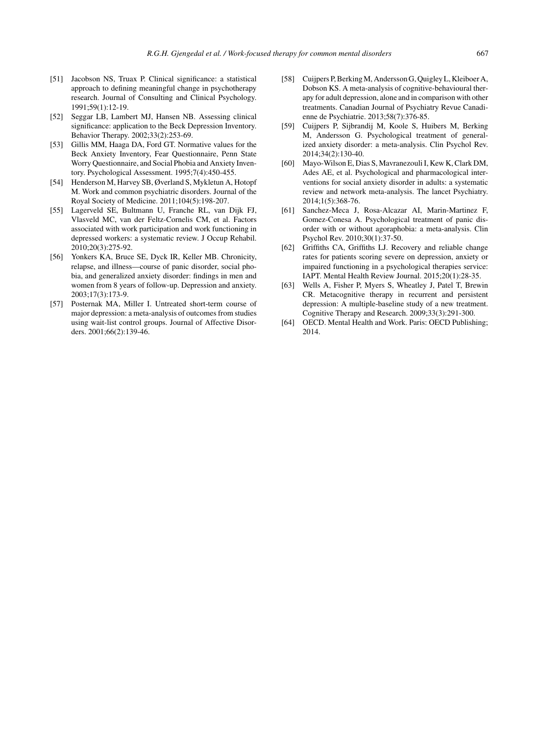[51] Jacobson NS, Truax P. Clinical significance: a statistical approach to defining meaningful change in psychotherapy research. Journal of Consulting and Clinical Psychology. 1991;59(1):12-19.

[52] Seggar LB, Lambert MJ, Hansen NB. Assessing clinical significance: application to the Beck Depression Inventory. Behavior Therapy. 2002;33(2):253-69.

[53] Gillis MM, Haaga DA, Ford GT. Normative values for the Beck Anxiety Inventory, Fear Questionnaire, Penn State Worry Questionnaire, and Social Phobia and Anxiety Inventory. Psychological Assessment. 1995;7(4):450-455.

[54] Henderson M, Harvey SB, Øverland S, Mykletun A, Hotopf M. Work and common psychiatric disorders. Journal of the Royal Society of Medicine. 2011;104(5):198-207.

[55] Lagerveld SE, Bultmann U, Franche RL, van Dijk FJ, Vlasveld MC, van der Feltz-Cornelis CM, et al. Factors associated with work participation and work functioning in depressed workers: a systematic review. J Occup Rehabil. 2010;20(3):275-92.

[56] Yonkers KA, Bruce SE, Dyck IR, Keller MB. Chronicity, relapse, and illness—course of panic disorder, social phobia, and generalized anxiety disorder: findings in men and women from 8 years of follow-up. Depression and anxiety. 2003;17(3):173-9.

[57] Posternak MA, Miller I. Untreated short-term course of major depression: a meta-analysis of outcomes from studies using wait-list control groups. Journal of Affective Disorders. 2001;66(2):139-46.

[58] Cuijpers P, Berking M, Andersson G, Quigley L, Kleiboer A, Dobson KS. A meta-analysis of cognitive-behavioural therapy for adult depression, alone and in comparison with other treatments. Canadian Journal of Psychiatry Revue Canadienne de Psychiatrie. 2013;58(7):376-85.

[59] Cuijpers P, Sijbrandij M, Koole S, Huibers M, Berking M, Andersson G. Psychological treatment of generalized anxiety disorder: a meta-analysis. Clin Psychol Rev. 2014;34(2):130-40.

[60] Mayo-Wilson E, Dias S, Mavranezouli I, Kew K, Clark DM, Ades AE, et al. Psychological and pharmacological interventions for social anxiety disorder in adults: a systematic review and network meta-analysis. The lancet Psychiatry. 2014;1(5):368-76.

[61] Sanchez-Meca J, Rosa-Alcazar AI, Marin-Martinez F, Gomez-Conesa A. Psychological treatment of panic disorder with or without agoraphobia: a meta-analysis. Clin Psychol Rev. 2010;30(1):37-50.

[62] Griffiths CA, Griffiths LJ. Recovery and reliable change rates for patients scoring severe on depression, anxiety or impaired functioning in a psychological therapies service: IAPT. Mental Health Review Journal. 2015;20(1):28-35.

[63] Wells A, Fisher P, Myers S, Wheatley J, Patel T, Brewin CR. Metacognitive therapy in recurrent and persistent depression: A multiple-baseline study of a new treatment. Cognitive Therapy and Research. 2009;33(3):291-300.

[64] OECD. Mental Health and Work. Paris: OECD Publishing; 2014.